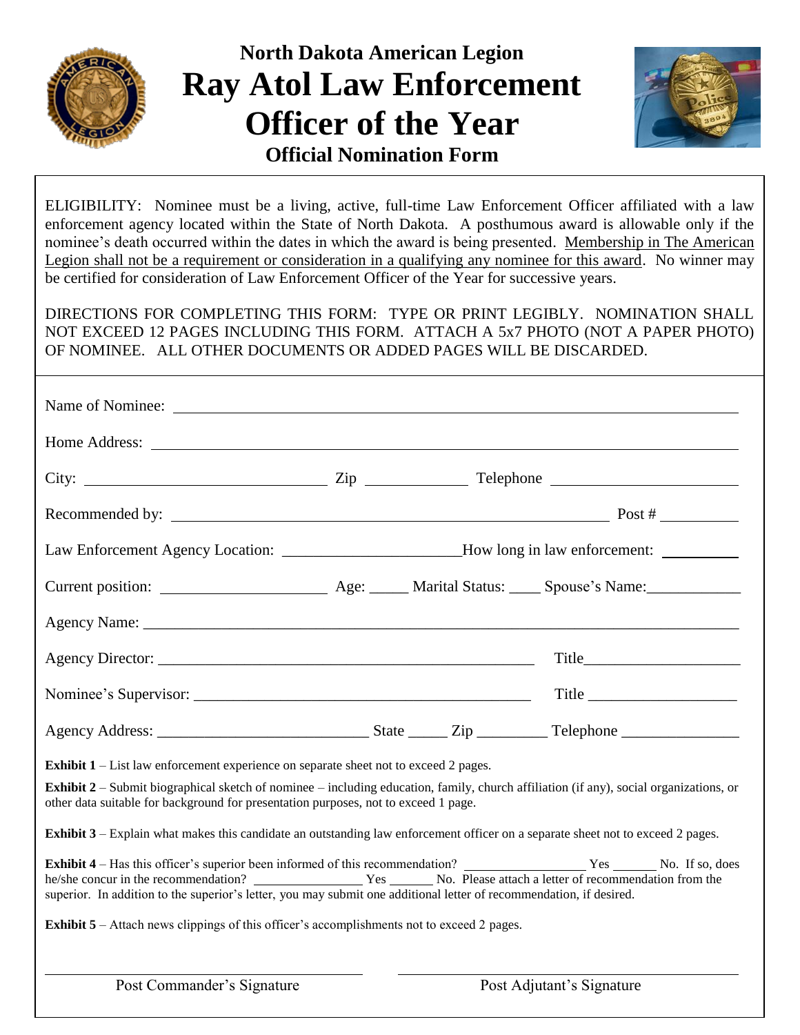# North Dakota American Legion

# Ray Atol Law Enforcement Officer of the Year

## Official Nomination Form

ELIGIBILITY: Nominee must be a living, active, full-time Law Enforcement Officer affiliated with a law enforcement agency located within the State of North Dakota. A posthumous award is allowable only if the nominee's death occurred within the dates in which the award is being presented. Membership in The American Legion shall not be a requirement or consideration in a qualifying any nominee for this award. No winner may be certified for consideration of Law Enforcement Officer of the Year for successive years.

DIRECTIONS FOR COMPLETING THIS FORM: TYPE OR PRINT LEGIBLY. NOMINATION SHALL NOT EXCEED 12 PAGES INCLUDING THIS FORM. ATTACH A 5x7 PHOTO (NOT A PAPER PHOTO) OF NOMINEE. ALL OTHER DOCUMENTS OR ADDED PAGES WILL BE DISCARDED.

Name of Nominee: ______________________________________________

Home Address: ______________________________________________

City: ______________________ Zip __________ Telephone ________________

Recommended by: ______________________________________ Post # ________

Law Enforcement Agency Location: ______________________ How long in law enforcement: ________

Current position: ______________________ Age: _____ Marital Status: ____ Spouse's Name: ____________

Agency Name: ______________________________________________

Agency Director: ______________________________________ Title ____________________

Nominee's Supervisor: __________________________________ Title ____________________

Agency Address: ___________________________ State _____ Zip _________ Telephone _______________

**Exhibit 1** – List law enforcement experience on separate sheet not to exceed 2 pages.

**Exhibit 2** – Submit biographical sketch of nominee – including education, family, church affiliation (if any), social organizations, or other data suitable for background for presentation purposes, not to exceed 1 page.

**Exhibit 3** – Explain what makes this candidate an outstanding law enforcement officer on a separate sheet not to exceed 2 pages.

**Exhibit 4** – Has this officer's superior been informed of this recommendation? _________________ Yes _______ No. If so, does he/she concur in the recommendation? ________________ Yes _______ No. Please attach a letter of recommendation from the superior. In addition to the superior's letter, you may submit one additional letter of recommendation, if desired.

**Exhibit 5** – Attach news clippings of this officer's accomplishments not to exceed 2 pages.

________________________________ ________________________________

Post Commander's Signature Post Adjutant's Signature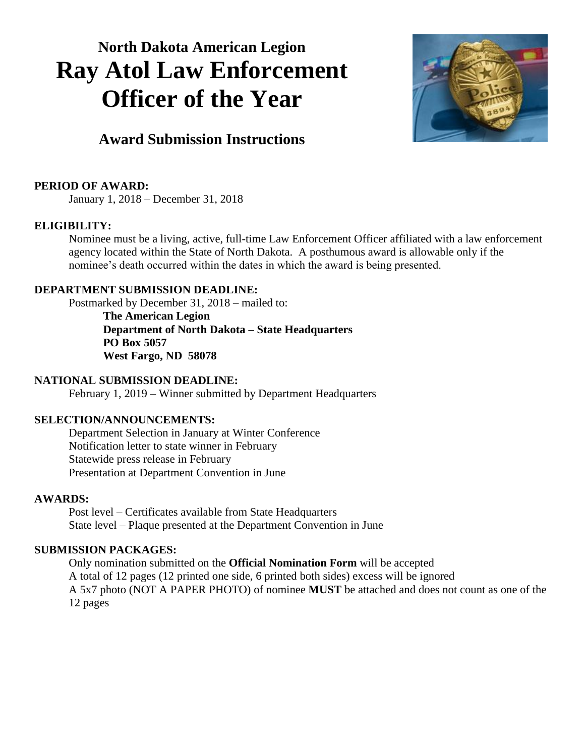## North Dakota American Legion

# Ray Atol Law Enforcement Officer of the Year

## Award Submission Instructions

**PERIOD OF AWARD:**

January 1, 2018 – December 31, 2018

**ELIGIBILITY:**

Nominee must be a living, active, full-time Law Enforcement Officer affiliated with a law enforcement agency located within the State of North Dakota. A posthumous award is allowable only if the nominee's death occurred within the dates in which the award is being presented.

**DEPARTMENT SUBMISSION DEADLINE:**

Postmarked by December 31, 2018 – mailed to:

**The American Legion**
**Department of North Dakota – State Headquarters**
**PO Box 5057**
**West Fargo, ND 58078**

**NATIONAL SUBMISSION DEADLINE:**

February 1, 2019 – Winner submitted by Department Headquarters

**SELECTION/ANNOUNCEMENTS:**

Department Selection in January at Winter Conference
Notification letter to state winner in February
Statewide press release in February
Presentation at Department Convention in June

**AWARDS:**

Post level – Certificates available from State Headquarters
State level – Plaque presented at the Department Convention in June

**SUBMISSION PACKAGES:**

Only nomination submitted on the **Official Nomination Form** will be accepted
A total of 12 pages (12 printed one side, 6 printed both sides) excess will be ignored
A 5x7 photo (NOT A PAPER PHOTO) of nominee **MUST** be attached and does not count as one of the 12 pages